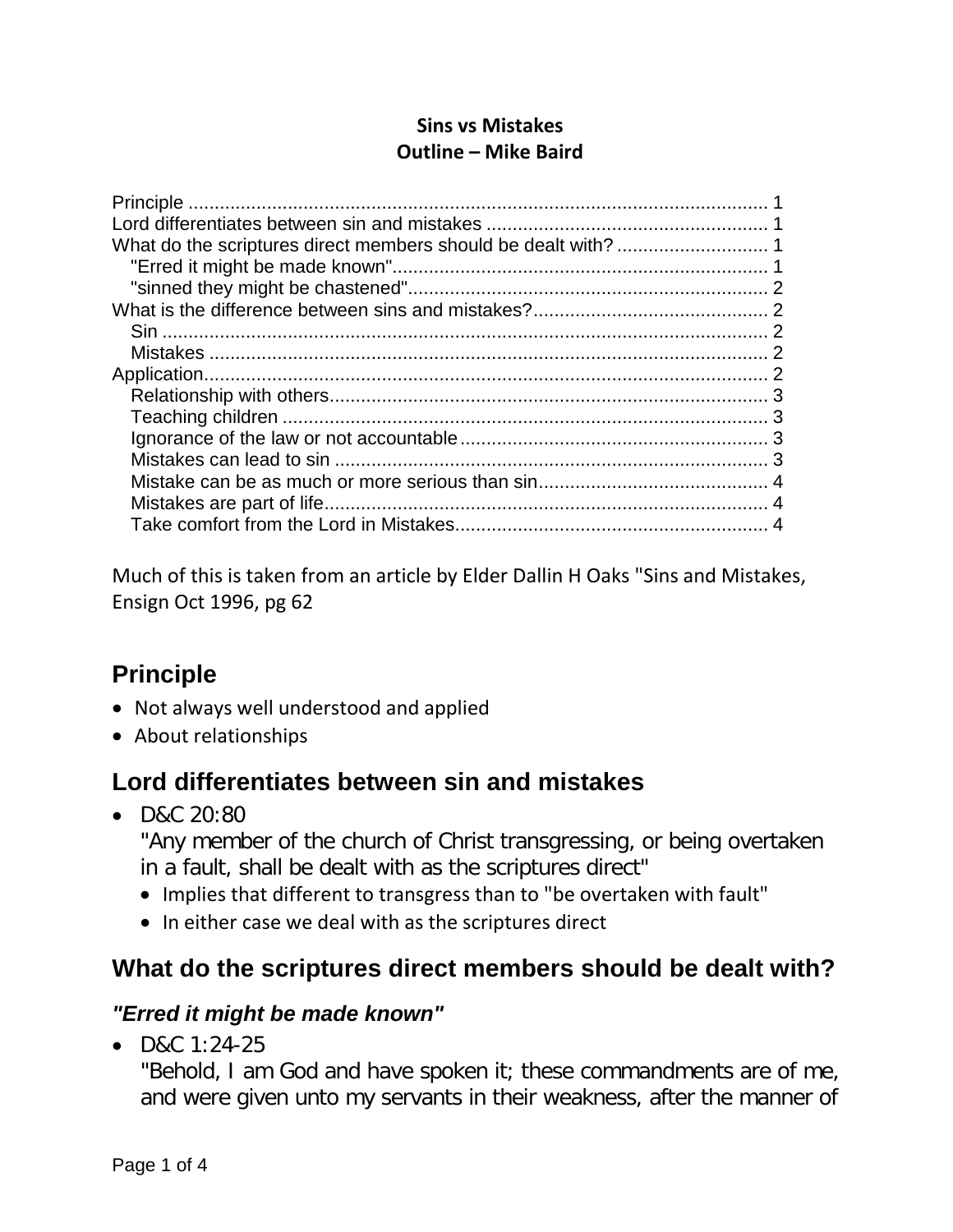**Sins vs Mistakes**
**Outline – Mike Baird**

Principle ............................................................................................................ 1
Lord differentiates between sin and mistakes ..................................................... 1
What do the scriptures direct members should be dealt with? ............................. 1
   "Erred it might be made known"........................................................................ 1
   "sinned they might be chastened"..................................................................... 2
What is the difference between sins and mistakes?............................................ 2
   Sin .................................................................................................................... 2
   Mistakes ........................................................................................................... 2
Application............................................................................................................ 2
   Relationship with others.................................................................................... 3
   Teaching children ............................................................................................. 3
   Ignorance of the law or not accountable........................................................... 3
   Mistakes can lead to sin ................................................................................... 3
   Mistake can be as much or more serious than sin............................................ 4
   Mistakes are part of life..................................................................................... 4
   Take comfort from the Lord in Mistakes............................................................ 4

Much of this is taken from an article by Elder Dallin H Oaks "Sins and Mistakes, Ensign Oct 1996, pg 62

## Principle

- Not always well understood and applied
- About relationships

## Lord differentiates between sin and mistakes

- D&C 20:80
  "Any member of the church of Christ transgressing, or being overtaken in a fault, shall be dealt with as the scriptures direct"
  - Implies that different to transgress than to "be overtaken with fault"
  - In either case we deal with as the scriptures direct

## What do the scriptures direct members should be dealt with?

### *"Erred it might be made known"*

- D&C 1:24-25
  "Behold, I am God and have spoken it; these commandments are of me, and were given unto my servants in their weakness, after the manner of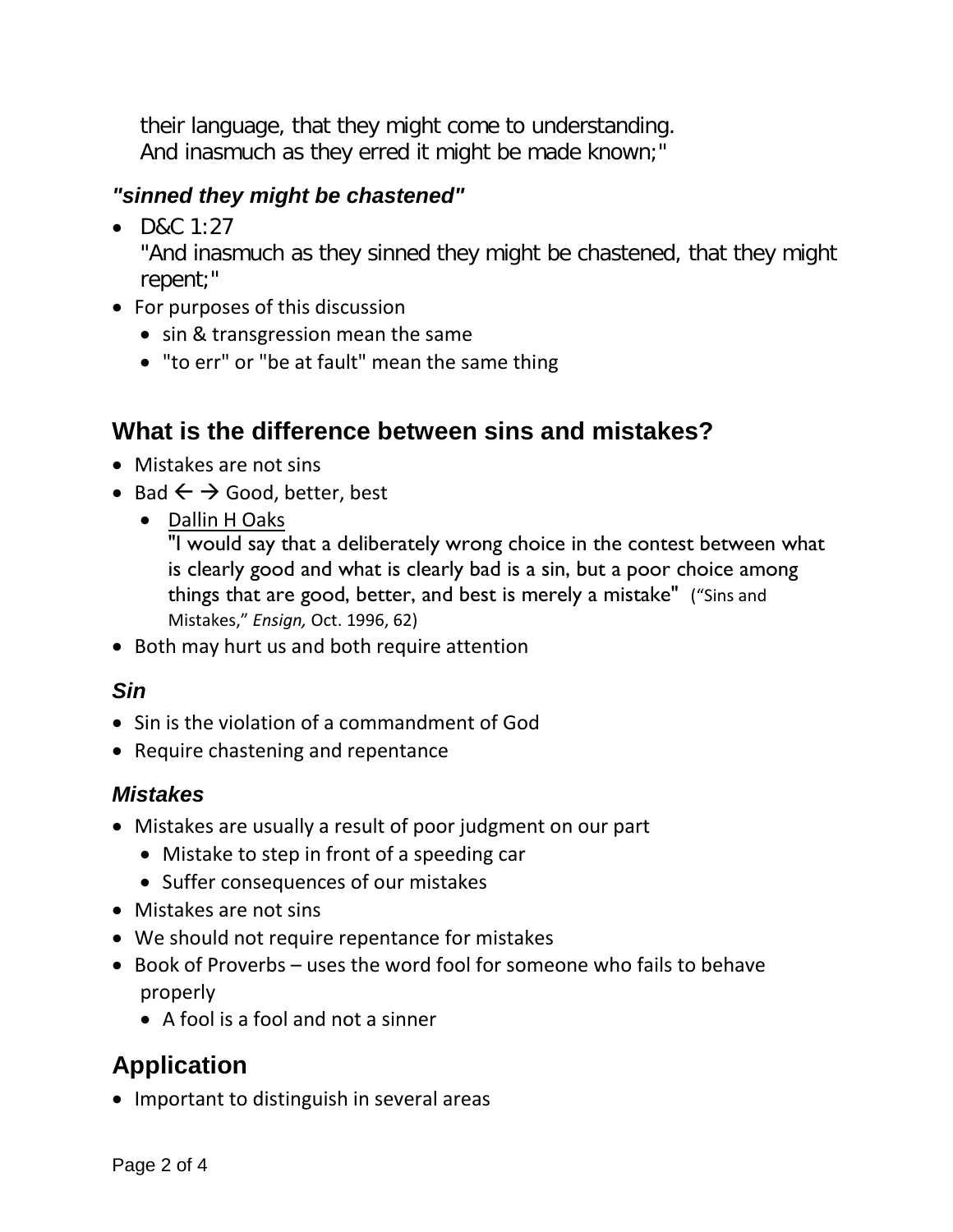their language, that they might come to understanding.
And inasmuch as they erred it might be made known;"

### *"sinned they might be chastened"*

- D&C 1:27
  "And inasmuch as they sinned they might be chastened, that they might repent;"
- For purposes of this discussion
  - sin & transgression mean the same
  - "to err" or "be at fault" mean the same thing

## What is the difference between sins and mistakes?

- Mistakes are not sins
- Bad ← → Good, better, best
  - Dallin H Oaks
    "I would say that a deliberately wrong choice in the contest between what is clearly good and what is clearly bad is a sin, but a poor choice among things that are good, better, and best is merely a mistake" ("Sins and Mistakes," *Ensign,* Oct. 1996, 62)
- Both may hurt us and both require attention

### *Sin*

- Sin is the violation of a commandment of God
- Require chastening and repentance

### *Mistakes*

- Mistakes are usually a result of poor judgment on our part
  - Mistake to step in front of a speeding car
  - Suffer consequences of our mistakes
- Mistakes are not sins
- We should not require repentance for mistakes
- Book of Proverbs – uses the word fool for someone who fails to behave properly
  - A fool is a fool and not a sinner

## Application

- Important to distinguish in several areas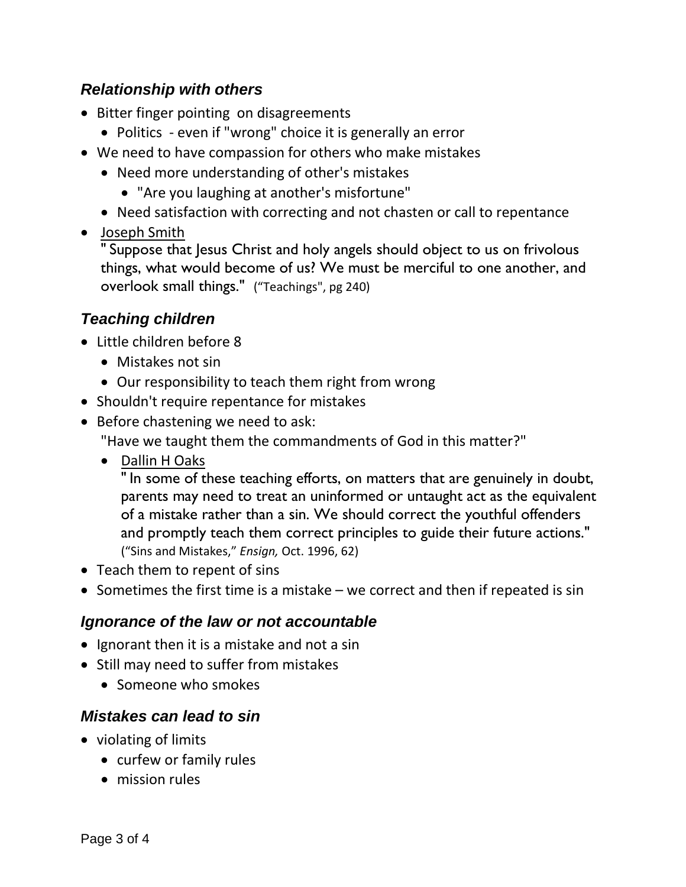### *Relationship with others*

- Bitter finger pointing on disagreements
  - Politics - even if "wrong" choice it is generally an error
- We need to have compassion for others who make mistakes
  - Need more understanding of other's mistakes
    - "Are you laughing at another's misfortune"
  - Need satisfaction with correcting and not chasten or call to repentance
- <u>Joseph Smith</u>
  " Suppose that Jesus Christ and holy angels should object to us on frivolous things, what would become of us? We must be merciful to one another, and overlook small things." ("Teachings", pg 240)

### *Teaching children*

- Little children before 8
  - Mistakes not sin
  - Our responsibility to teach them right from wrong
- Shouldn't require repentance for mistakes
- Before chastening we need to ask:
  "Have we taught them the commandments of God in this matter?"
  - <u>Dallin H Oaks</u>
    " In some of these teaching efforts, on matters that are genuinely in doubt, parents may need to treat an uninformed or untaught act as the equivalent of a mistake rather than a sin. We should correct the youthful offenders and promptly teach them correct principles to guide their future actions." ("Sins and Mistakes," *Ensign,* Oct. 1996, 62)
- Teach them to repent of sins
- Sometimes the first time is a mistake – we correct and then if repeated is sin

### *Ignorance of the law or not accountable*

- Ignorant then it is a mistake and not a sin
- Still may need to suffer from mistakes
  - Someone who smokes

### *Mistakes can lead to sin*

- violating of limits
  - curfew or family rules
  - mission rules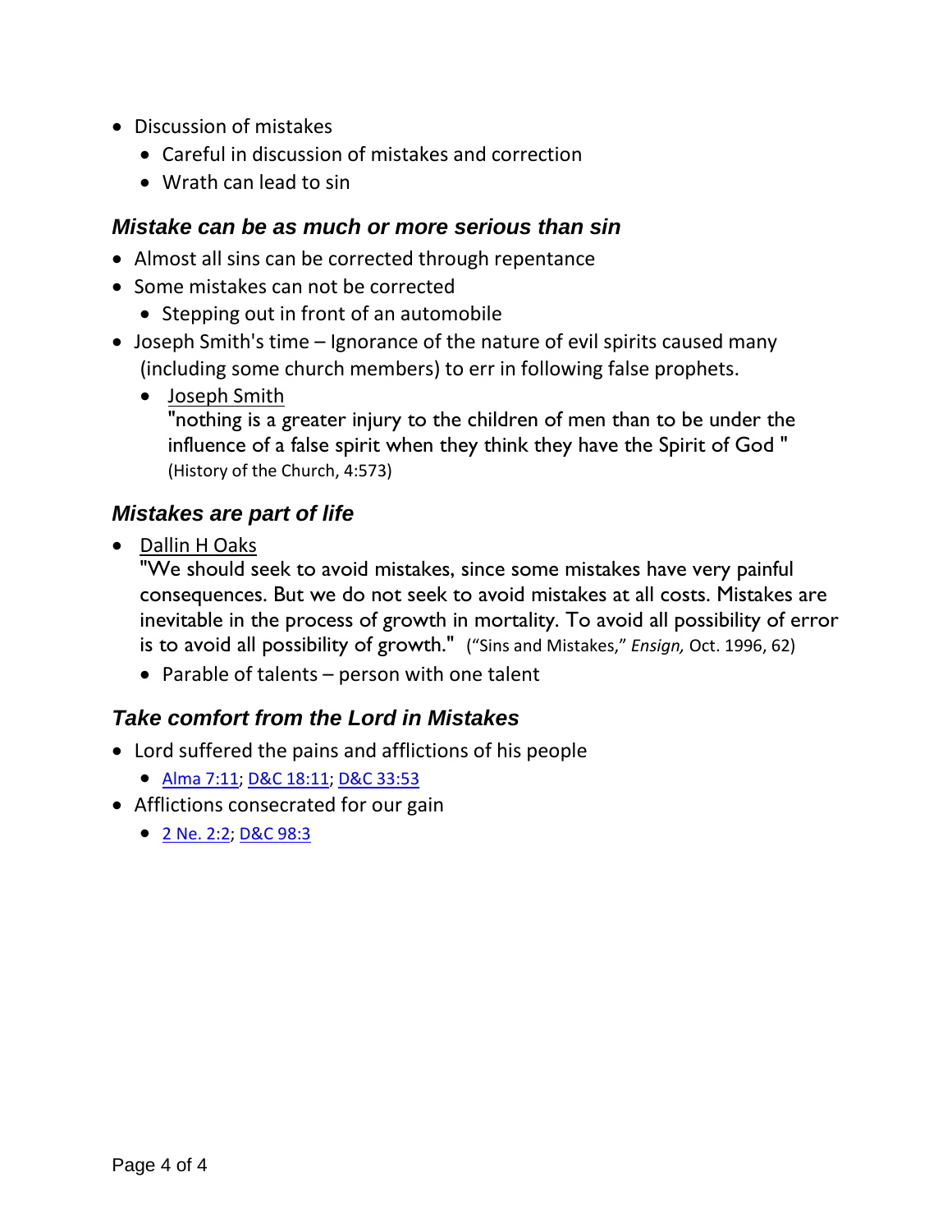- Discussion of mistakes
  - Careful in discussion of mistakes and correction
  - Wrath can lead to sin

### *Mistake can be as much or more serious than sin*

- Almost all sins can be corrected through repentance
- Some mistakes can not be corrected
  - Stepping out in front of an automobile
- Joseph Smith's time – Ignorance of the nature of evil spirits caused many (including some church members) to err in following false prophets.
  - Joseph Smith
    "nothing is a greater injury to the children of men than to be under the influence of a false spirit when they think they have the Spirit of God " (History of the Church, 4:573)

### *Mistakes are part of life*

- Dallin H Oaks
  "We should seek to avoid mistakes, since some mistakes have very painful consequences. But we do not seek to avoid mistakes at all costs. Mistakes are inevitable in the process of growth in mortality. To avoid all possibility of error is to avoid all possibility of growth." ("Sins and Mistakes," *Ensign,* Oct. 1996, 62)
  - Parable of talents – person with one talent

### *Take comfort from the Lord in Mistakes*

- Lord suffered the pains and afflictions of his people
  - Alma 7:11; D&C 18:11; D&C 33:53
- Afflictions consecrated for our gain
  - 2 Ne. 2:2; D&C 98:3